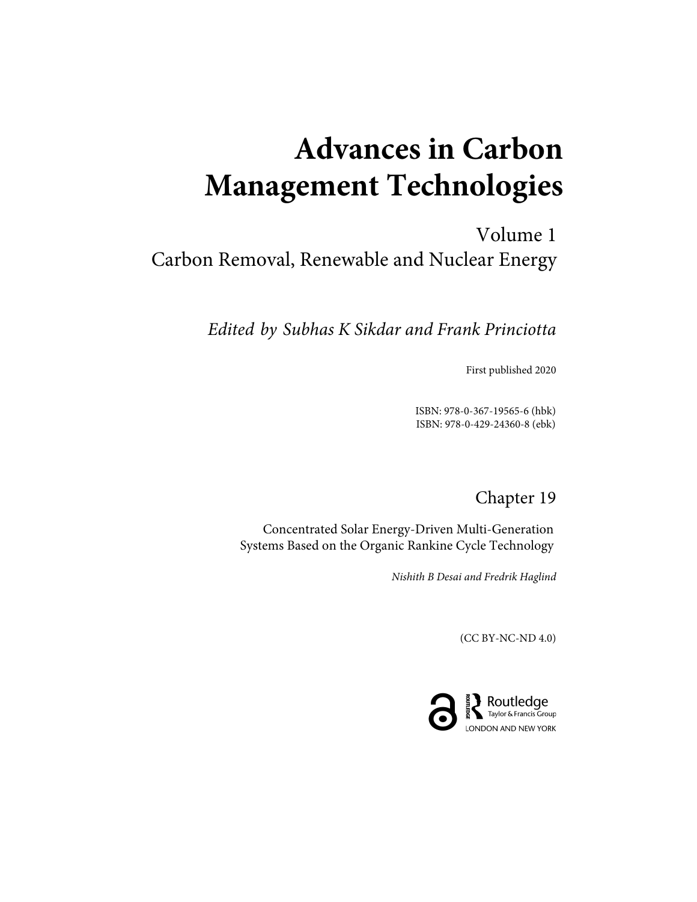# Advances in Carbon Management Technologies

## Volume 1
## Carbon Removal, Renewable and Nuclear Energy

*Edited by Subhas K Sikdar and Frank Princiotta*

First published 2020

ISBN: 978-0-367-19565-6 (hbk)
ISBN: 978-0-429-24360-8 (ebk)

## Chapter 19

Concentrated Solar Energy-Driven Multi-Generation Systems Based on the Organic Rankine Cycle Technology

*Nishith B Desai and Fredrik Haglind*

(CC BY-NC-ND 4.0)

Routledge
Taylor & Francis Group
LONDON AND NEW YORK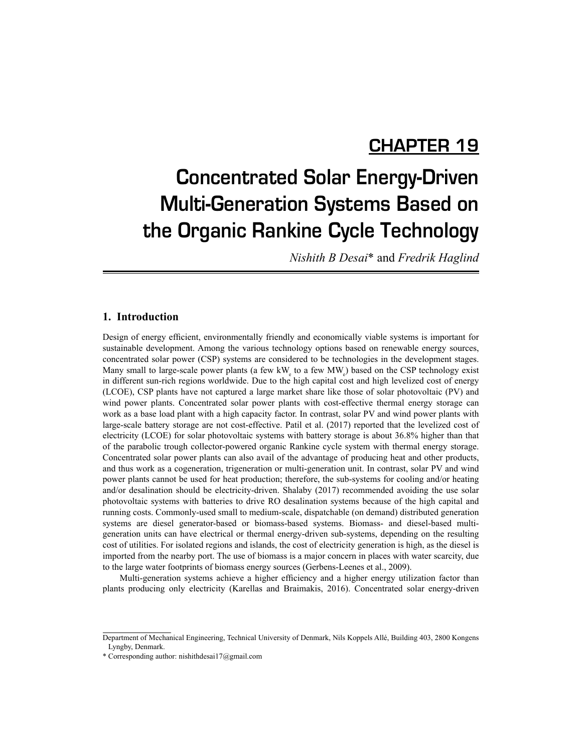# CHAPTER 19

# Concentrated Solar Energy-Driven Multi-Generation Systems Based on the Organic Rankine Cycle Technology

*Nishith B Desai** and *Fredrik Haglind*

## 1. Introduction

Design of energy efficient, environmentally friendly and economically viable systems is important for sustainable development. Among the various technology options based on renewable energy sources, concentrated solar power (CSP) systems are considered to be technologies in the development stages. Many small to large-scale power plants (a few $kW_e$ to a few $MW_e$) based on the CSP technology exist in different sun-rich regions worldwide. Due to the high capital cost and high levelized cost of energy (LCOE), CSP plants have not captured a large market share like those of solar photovoltaic (PV) and wind power plants. Concentrated solar power plants with cost-effective thermal energy storage can work as a base load plant with a high capacity factor. In contrast, solar PV and wind power plants with large-scale battery storage are not cost-effective. Patil et al. (2017) reported that the levelized cost of electricity (LCOE) for solar photovoltaic systems with battery storage is about 36.8% higher than that of the parabolic trough collector-powered organic Rankine cycle system with thermal energy storage. Concentrated solar power plants can also avail of the advantage of producing heat and other products, and thus work as a cogeneration, trigeneration or multi-generation unit. In contrast, solar PV and wind power plants cannot be used for heat production; therefore, the sub-systems for cooling and/or heating and/or desalination should be electricity-driven. Shalaby (2017) recommended avoiding the use solar photovoltaic systems with batteries to drive RO desalination systems because of the high capital and running costs. Commonly-used small to medium-scale, dispatchable (on demand) distributed generation systems are diesel generator-based or biomass-based systems. Biomass- and diesel-based multi-generation units can have electrical or thermal energy-driven sub-systems, depending on the resulting cost of utilities. For isolated regions and islands, the cost of electricity generation is high, as the diesel is imported from the nearby port. The use of biomass is a major concern in places with water scarcity, due to the large water footprints of biomass energy sources (Gerbens-Leenes et al., 2009).

Multi-generation systems achieve a higher efficiency and a higher energy utilization factor than plants producing only electricity (Karellas and Braimakis, 2016). Concentrated solar energy-driven

---

Department of Mechanical Engineering, Technical University of Denmark, Nils Koppels Allé, Building 403, 2800 Kongens Lyngby, Denmark.

\* Corresponding author: nishithdesai17@gmail.com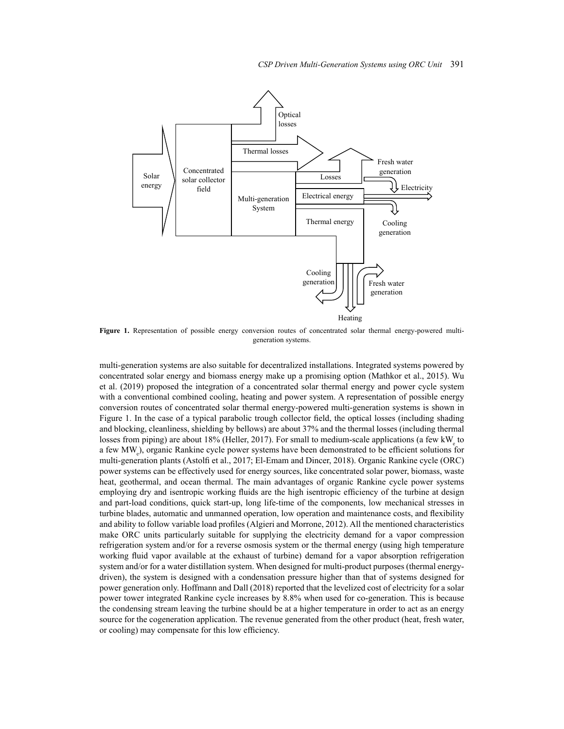Optical losses

Thermal losses

Solar energy

Concentrated solar collector field

Multi-generation System

Losses

Electrical energy

Thermal energy

Fresh water generation

Electricity

Cooling generation

Cooling generation

Fresh water generation

Heating

**Figure 1.** Representation of possible energy conversion routes of concentrated solar thermal energy-powered multi-generation systems.

multi-generation systems are also suitable for decentralized installations. Integrated systems powered by concentrated solar energy and biomass energy make up a promising option (Mathkor et al., 2015). Wu et al. (2019) proposed the integration of a concentrated solar thermal energy and power cycle system with a conventional combined cooling, heating and power system. A representation of possible energy conversion routes of concentrated solar thermal energy-powered multi-generation systems is shown in Figure 1. In the case of a typical parabolic trough collector field, the optical losses (including shading and blocking, cleanliness, shielding by bellows) are about 37% and the thermal losses (including thermal losses from piping) are about 18% (Heller, 2017). For small to medium-scale applications (a few $kW_e$ to a few $MW_e$), organic Rankine cycle power systems have been demonstrated to be efficient solutions for multi-generation plants (Astolfi et al., 2017; El-Emam and Dincer, 2018). Organic Rankine cycle (ORC) power systems can be effectively used for energy sources, like concentrated solar power, biomass, waste heat, geothermal, and ocean thermal. The main advantages of organic Rankine cycle power systems employing dry and isentropic working fluids are the high isentropic efficiency of the turbine at design and part-load conditions, quick start-up, long life-time of the components, low mechanical stresses in turbine blades, automatic and unmanned operation, low operation and maintenance costs, and flexibility and ability to follow variable load profiles (Algieri and Morrone, 2012). All the mentioned characteristics make ORC units particularly suitable for supplying the electricity demand for a vapor compression refrigeration system and/or for a reverse osmosis system or the thermal energy (using high temperature working fluid vapor available at the exhaust of turbine) demand for a vapor absorption refrigeration system and/or for a water distillation system. When designed for multi-product purposes (thermal energy-driven), the system is designed with a condensation pressure higher than that of systems designed for power generation only. Hoffmann and Dall (2018) reported that the levelized cost of electricity for a solar power tower integrated Rankine cycle increases by 8.8% when used for co-generation. This is because the condensing stream leaving the turbine should be at a higher temperature in order to act as an energy source for the cogeneration application. The revenue generated from the other product (heat, fresh water, or cooling) may compensate for this low efficiency.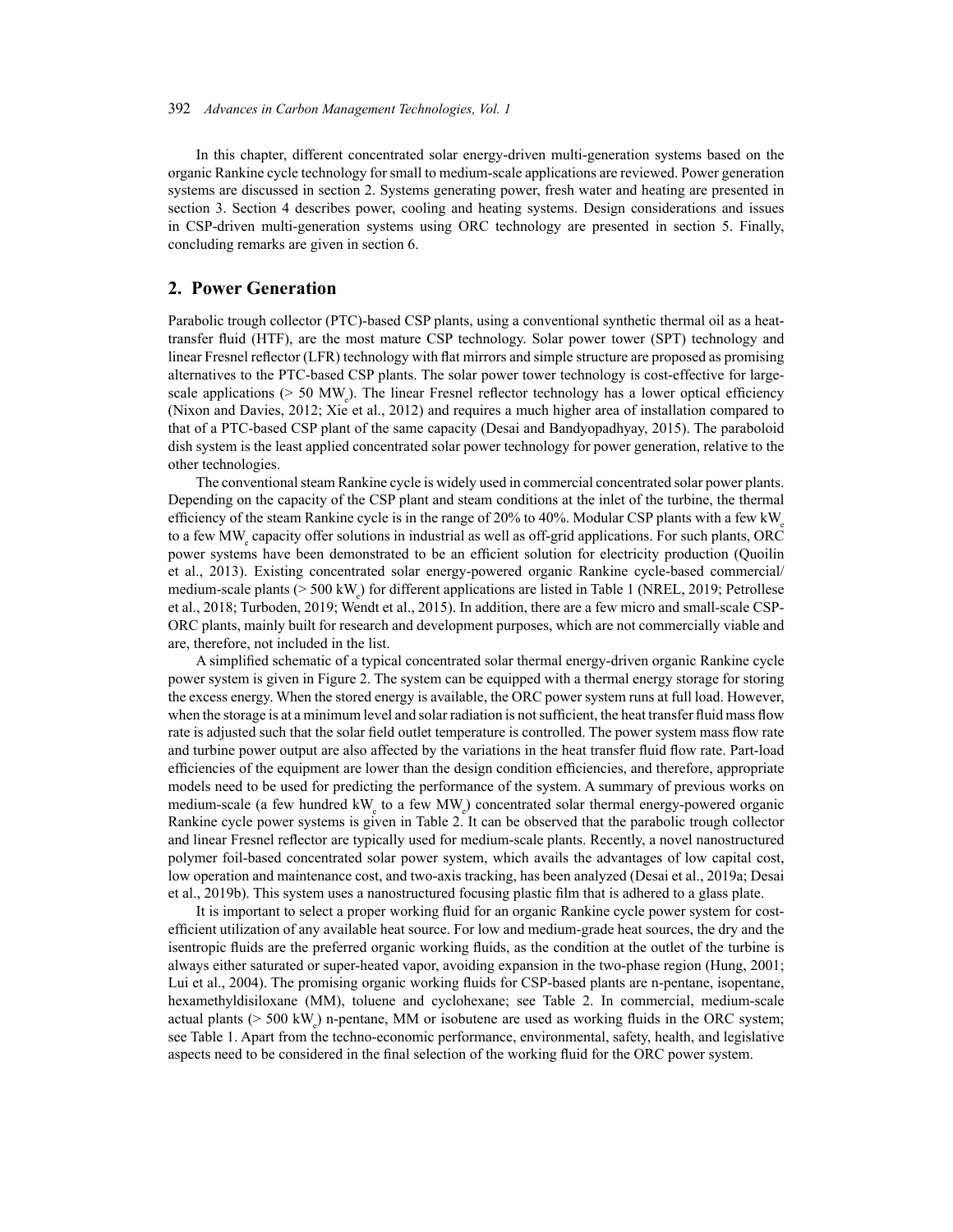In this chapter, different concentrated solar energy-driven multi-generation systems based on the organic Rankine cycle technology for small to medium-scale applications are reviewed. Power generation systems are discussed in section 2. Systems generating power, fresh water and heating are presented in section 3. Section 4 describes power, cooling and heating systems. Design considerations and issues in CSP-driven multi-generation systems using ORC technology are presented in section 5. Finally, concluding remarks are given in section 6.

## 2. Power Generation

Parabolic trough collector (PTC)-based CSP plants, using a conventional synthetic thermal oil as a heat-transfer fluid (HTF), are the most mature CSP technology. Solar power tower (SPT) technology and linear Fresnel reflector (LFR) technology with flat mirrors and simple structure are proposed as promising alternatives to the PTC-based CSP plants. The solar power tower technology is cost-effective for large-scale applications (> 50 $MW_e$). The linear Fresnel reflector technology has a lower optical efficiency (Nixon and Davies, 2012; Xie et al., 2012) and requires a much higher area of installation compared to that of a PTC-based CSP plant of the same capacity (Desai and Bandyopadhyay, 2015). The paraboloid dish system is the least applied concentrated solar power technology for power generation, relative to the other technologies.

The conventional steam Rankine cycle is widely used in commercial concentrated solar power plants. Depending on the capacity of the CSP plant and steam conditions at the inlet of the turbine, the thermal efficiency of the steam Rankine cycle is in the range of 20% to 40%. Modular CSP plants with a few $kW_e$ to a few $MW_e$ capacity offer solutions in industrial as well as off-grid applications. For such plants, ORC power systems have been demonstrated to be an efficient solution for electricity production (Quoilin et al., 2013). Existing concentrated solar energy-powered organic Rankine cycle-based commercial/ medium-scale plants (> 500 $kW_e$) for different applications are listed in Table 1 (NREL, 2019; Petrollese et al., 2018; Turboden, 2019; Wendt et al., 2015). In addition, there are a few micro and small-scale CSP-ORC plants, mainly built for research and development purposes, which are not commercially viable and are, therefore, not included in the list.

A simplified schematic of a typical concentrated solar thermal energy-driven organic Rankine cycle power system is given in Figure 2. The system can be equipped with a thermal energy storage for storing the excess energy. When the stored energy is available, the ORC power system runs at full load. However, when the storage is at a minimum level and solar radiation is not sufficient, the heat transfer fluid mass flow rate is adjusted such that the solar field outlet temperature is controlled. The power system mass flow rate and turbine power output are also affected by the variations in the heat transfer fluid flow rate. Part-load efficiencies of the equipment are lower than the design condition efficiencies, and therefore, appropriate models need to be used for predicting the performance of the system. A summary of previous works on medium-scale (a few hundred $kW_e$ to a few $MW_e$) concentrated solar thermal energy-powered organic Rankine cycle power systems is given in Table 2. It can be observed that the parabolic trough collector and linear Fresnel reflector are typically used for medium-scale plants. Recently, a novel nanostructured polymer foil-based concentrated solar power system, which avails the advantages of low capital cost, low operation and maintenance cost, and two-axis tracking, has been analyzed (Desai et al., 2019a; Desai et al., 2019b). This system uses a nanostructured focusing plastic film that is adhered to a glass plate.

It is important to select a proper working fluid for an organic Rankine cycle power system for cost-efficient utilization of any available heat source. For low and medium-grade heat sources, the dry and the isentropic fluids are the preferred organic working fluids, as the condition at the outlet of the turbine is always either saturated or super-heated vapor, avoiding expansion in the two-phase region (Hung, 2001; Lui et al., 2004). The promising organic working fluids for CSP-based plants are n-pentane, isopentane, hexamethyldisiloxane (MM), toluene and cyclohexane; see Table 2. In commercial, medium-scale actual plants (> 500 $kW_e$) n-pentane, MM or isobutene are used as working fluids in the ORC system; see Table 1. Apart from the techno-economic performance, environmental, safety, health, and legislative aspects need to be considered in the final selection of the working fluid for the ORC power system.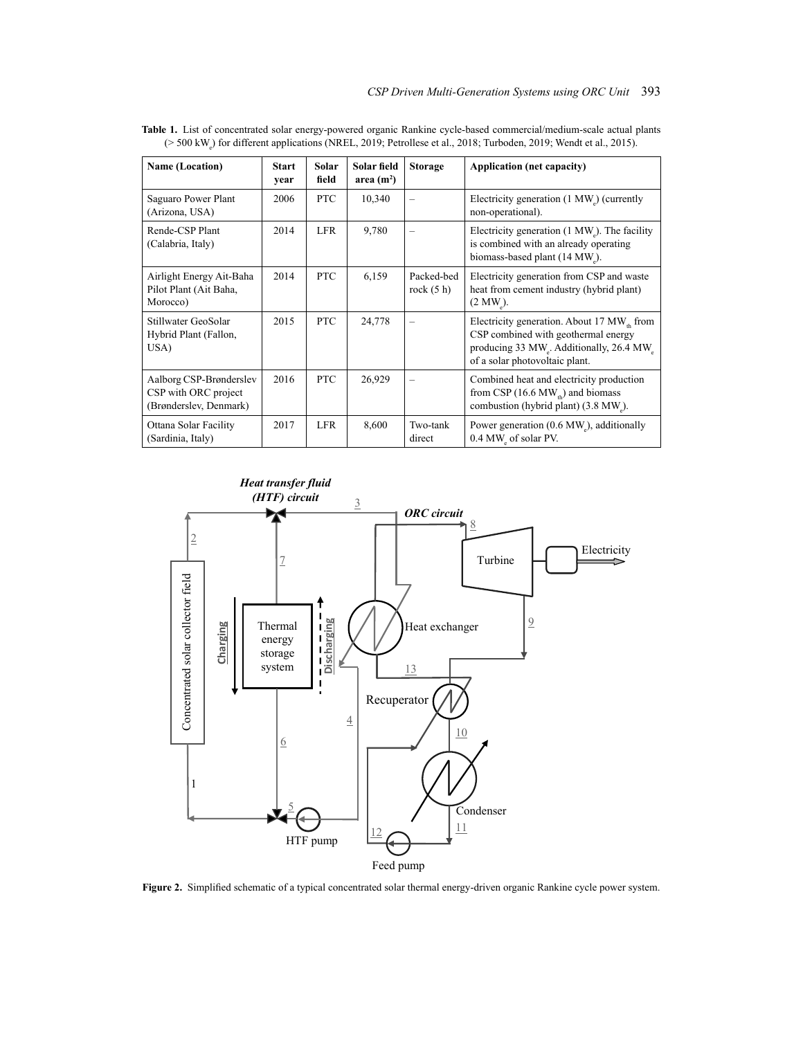**Table 1.** List of concentrated solar energy-powered organic Rankine cycle-based commercial/medium-scale actual plants (> 500 $kW_e$) for different applications (NREL, 2019; Petrollese et al., 2018; Turboden, 2019; Wendt et al., 2015).

| Name (Location) | Start year | Solar field | Solar field area ($m^2$) | Storage | Application (net capacity) |
|---|---|---|---|---|---|
| Saguaro Power Plant (Arizona, USA) | 2006 | PTC | 10,340 | – | Electricity generation (1 $MW_e$) (currently non-operational). |
| Rende-CSP Plant (Calabria, Italy) | 2014 | LFR | 9,780 | – | Electricity generation (1 $MW_e$). The facility is combined with an already operating biomass-based plant (14 $MW_e$). |
| Airlight Energy Ait-Baha Pilot Plant (Ait Baha, Morocco) | 2014 | PTC | 6,159 | Packed-bed rock (5 h) | Electricity generation from CSP and waste heat from cement industry (hybrid plant) (2 $MW_e$). |
| Stillwater GeoSolar Hybrid Plant (Fallon, USA) | 2015 | PTC | 24,778 | – | Electricity generation. About 17 $MW_{th}$ from CSP combined with geothermal energy producing 33 $MW_e$. Additionally, 26.4 $MW_e$ of a solar photovoltaic plant. |
| Aalborg CSP-Brønderslev CSP with ORC project (Brønderslev, Denmark) | 2016 | PTC | 26,929 | – | Combined heat and electricity production from CSP (16.6 $MW_{th}$) and biomass combustion (hybrid plant) (3.8 $MW_e$). |
| Ottana Solar Facility (Sardinia, Italy) | 2017 | LFR | 8,600 | Two-tank direct | Power generation (0.6 $MW_e$), additionally 0.4 $MW_e$ of solar PV. |

Heat transfer fluid (HTF) circuit
ORC circuit
Concentrated solar collector field
Charging
Thermal energy storage system
Discharging
Heat exchanger
Turbine
Electricity
Recuperator
Condenser
HTF pump
Feed pump
1
2
3
4
5
6
7
8
9
10
11
12
13

**Figure 2.** Simplified schematic of a typical concentrated solar thermal energy-driven organic Rankine cycle power system.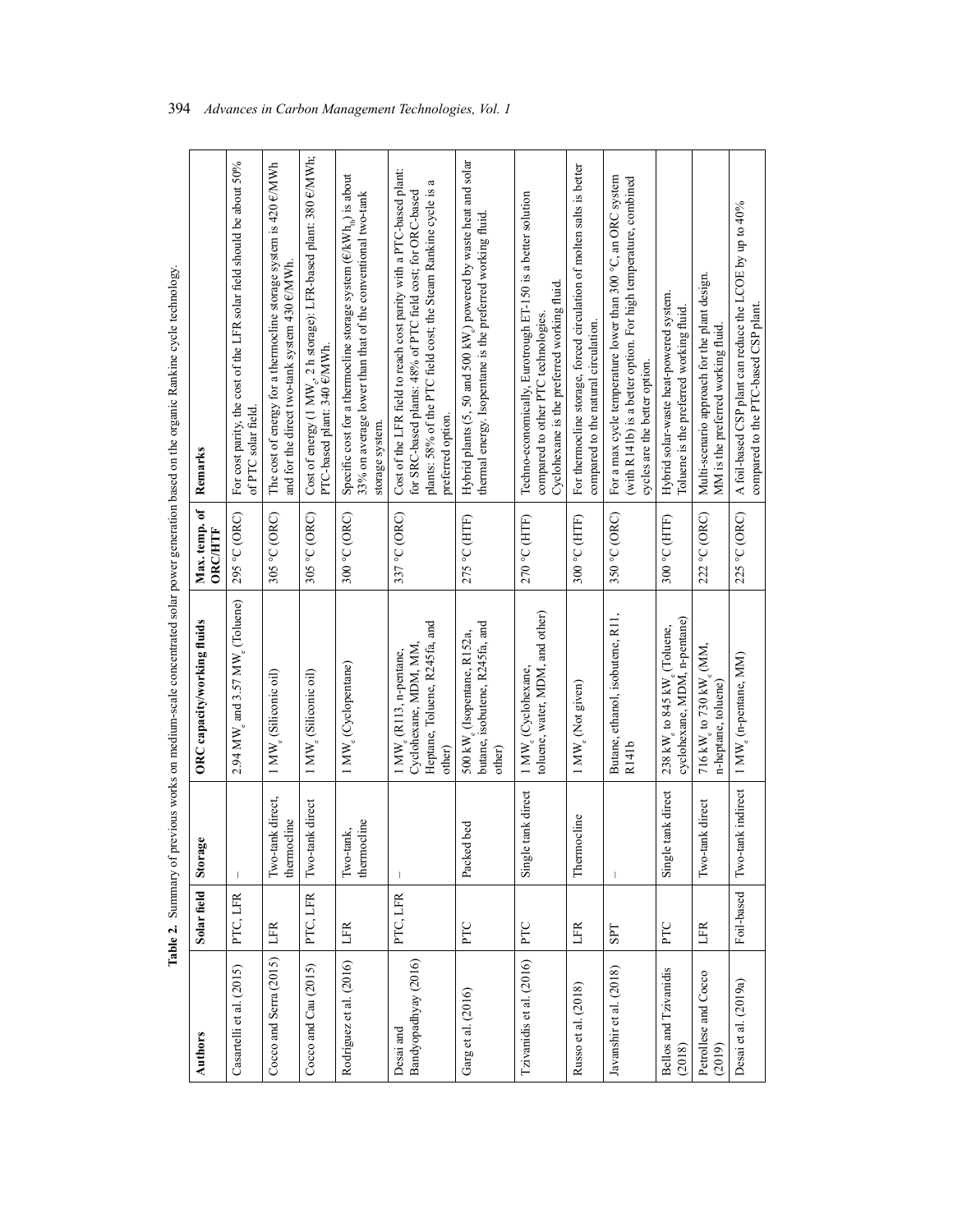**Table 2.** Summary of previous works on medium-scale concentrated solar power generation based on the organic Rankine cycle technology.

| Authors | Solar field | Storage | ORC capacity/working fluids | Max. temp. of ORC/HTF | Remarks |
|---|---|---|---|---|---|
| Casartelli et al. (2015) | PTC, LFR | – | 2.94 $MW_e$ and 3.57 $MW_e$ (Toluene) | 295 °C (ORC) | For cost parity, the cost of the LFR solar field should be about 50% of PTC solar field. |
| Cocco and Serra (2015) | LFR | Two-tank direct, thermocline | 1 $MW_e$ (Siliconic oil) | 305 °C (ORC) | The cost of energy for a thermocline storage system is 420 €/MWh and for the direct two-tank system 430 €/MWh. |
| Cocco and Cau (2015) | PTC, LFR | Two-tank direct | 1 $MW_e$ (Siliconic oil) | 305 °C (ORC) | Cost of energy (1 $MW_e$, 2 h storage): LFR-based plant: 380 €/MWh; PTC-based plant: 340 €/MWh. |
| Rodríguez et al. (2016) | LFR | Two-tank, thermocline | 1 $MW_e$ (Cyclopentane) | 300 °C (ORC) | Specific cost for a thermocline storage system (€/$kWh_{th}$) is about 33% on average lower than that of the conventional two-tank storage system. |
| Desai and Bandyopadhyay (2016) | PTC, LFR | – | 1 $MW_e$ (R113, n-pentane, Cyclohexane, MDM, MM, Heptane, Toluene, R245fa, and other) | 337 °C (ORC) | Cost of the LFR field to reach cost parity with a PTC-based plant: for SRC-based plants: 48% of PTC field cost; for ORC-based plants: 58% of the PTC field cost; the Steam Rankine cycle is a preferred option. |
| Garg et al. (2016) | PTC | Packed bed | 500 $kW_e$ (Isopentane, R152a, butane, isobutene, R245fa, and other) | 275 °C (HTF) | Hybrid plants (5, 50 and 500 $kW_e$) powered by waste heat and solar thermal energy. Isopentane is the preferred working fluid. |
| Tzivanidis et al. (2016) | PTC | Single tank direct | 1 $MW_e$ (Cyclohexane, toluene, water, MDM, and other) | 270 °C (HTF) | Techno-economically, Eurotrough ET-150 is a better solution compared to other PTC technologies. Cyclohexane is the preferred working fluid. |
| Russo et al. (2018) | LFR | Thermocline | 1 $MW_e$ (Not given) | 300 °C (HTF) | For thermocline storage, forced circulation of molten salts is better compared to the natural circulation. |
| Javanshir et al. (2018) | SPT | – | Butane, ethanol, isobutene, R11, R141b | 350 °C (ORC) | For a max cycle temperature lower than 300 °C, an ORC system (with R141b) is a better option. For high temperature, combined cycles are the better option. |
| Bellos and Tzivanidis (2018) | PTC | Single tank direct | 238 $kW_e$ to 845 $kW_e$ (Toluene, cyclohexane, MDM, n-pentane) | 300 °C (HTF) | Hybrid solar-waste heat-powered system. Toluene is the preferred working fluid. |
| Petrollese and Cocco (2019) | LFR | Two-tank direct | 716 $kW_e$ to 730 $kW_e$ (MM, n-heptane, toluene) | 222 °C (ORC) | Multi-scenario approach for the plant design. MM is the preferred working fluid. |
| Desai et al. (2019a) | Foil-based | Two-tank indirect | 1 $MW_e$ (n-pentane, MM) | 225 °C (ORC) | A foil-based CSP plant can reduce the LCOE by up to 40% compared to the PTC-based CSP plant. |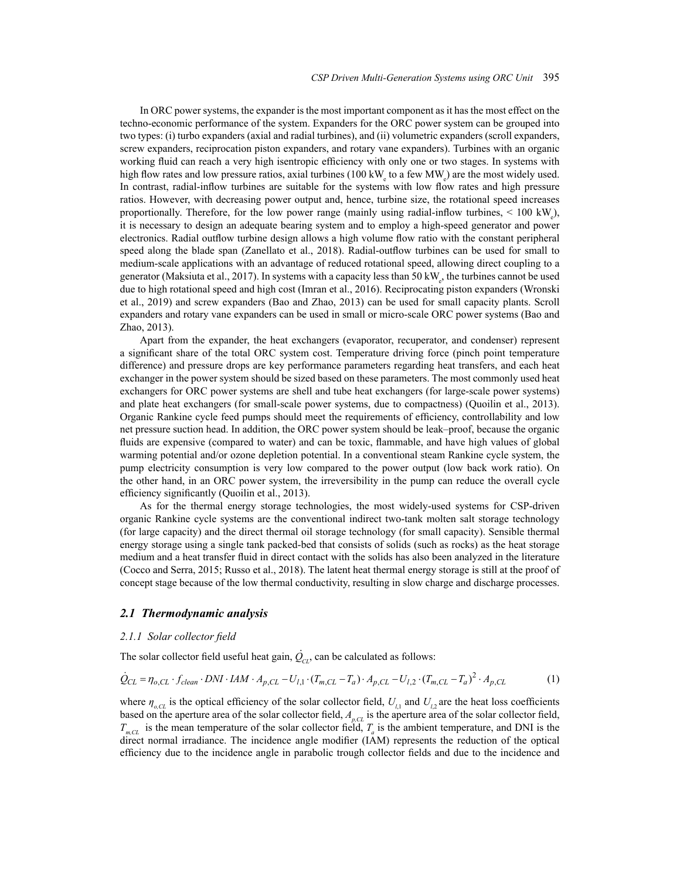In ORC power systems, the expander is the most important component as it has the most effect on the techno-economic performance of the system. Expanders for the ORC power system can be grouped into two types: (i) turbo expanders (axial and radial turbines), and (ii) volumetric expanders (scroll expanders, screw expanders, reciprocation piston expanders, and rotary vane expanders). Turbines with an organic working fluid can reach a very high isentropic efficiency with only one or two stages. In systems with high flow rates and low pressure ratios, axial turbines (100 $kW_e$ to a few $MW_e$) are the most widely used. In contrast, radial-inflow turbines are suitable for the systems with low flow rates and high pressure ratios. However, with decreasing power output and, hence, turbine size, the rotational speed increases proportionally. Therefore, for the low power range (mainly using radial-inflow turbines, < 100 $kW_e$), it is necessary to design an adequate bearing system and to employ a high-speed generator and power electronics. Radial outflow turbine design allows a high volume flow ratio with the constant peripheral speed along the blade span (Zanellato et al., 2018). Radial-outflow turbines can be used for small to medium-scale applications with an advantage of reduced rotational speed, allowing direct coupling to a generator (Maksiuta et al., 2017). In systems with a capacity less than 50 $kW_e$, the turbines cannot be used due to high rotational speed and high cost (Imran et al., 2016). Reciprocating piston expanders (Wronski et al., 2019) and screw expanders (Bao and Zhao, 2013) can be used for small capacity plants. Scroll expanders and rotary vane expanders can be used in small or micro-scale ORC power systems (Bao and Zhao, 2013).

Apart from the expander, the heat exchangers (evaporator, recuperator, and condenser) represent a significant share of the total ORC system cost. Temperature driving force (pinch point temperature difference) and pressure drops are key performance parameters regarding heat transfers, and each heat exchanger in the power system should be sized based on these parameters. The most commonly used heat exchangers for ORC power systems are shell and tube heat exchangers (for large-scale power systems) and plate heat exchangers (for small-scale power systems, due to compactness) (Quoilin et al., 2013). Organic Rankine cycle feed pumps should meet the requirements of efficiency, controllability and low net pressure suction head. In addition, the ORC power system should be leak–proof, because the organic fluids are expensive (compared to water) and can be toxic, flammable, and have high values of global warming potential and/or ozone depletion potential. In a conventional steam Rankine cycle system, the pump electricity consumption is very low compared to the power output (low back work ratio). On the other hand, in an ORC power system, the irreversibility in the pump can reduce the overall cycle efficiency significantly (Quoilin et al., 2013).

As for the thermal energy storage technologies, the most widely-used systems for CSP-driven organic Rankine cycle systems are the conventional indirect two-tank molten salt storage technology (for large capacity) and the direct thermal oil storage technology (for small capacity). Sensible thermal energy storage using a single tank packed-bed that consists of solids (such as rocks) as the heat storage medium and a heat transfer fluid in direct contact with the solids has also been analyzed in the literature (Cocco and Serra, 2015; Russo et al., 2018). The latent heat thermal energy storage is still at the proof of concept stage because of the low thermal conductivity, resulting in slow charge and discharge processes.

### *2.1 Thermodynamic analysis*

#### *2.1.1 Solar collector field*

The solar collector field useful heat gain, $\dot{Q}_{CL}$, can be calculated as follows:

$$\dot{Q}_{CL} = \eta_{o,CL} \cdot f_{clean} \cdot DNI \cdot IAM \cdot A_{p,CL} - U_{l,1} \cdot (T_{m,CL} - T_a) \cdot A_{p,CL} - U_{l,2} \cdot (T_{m,CL} - T_a)^2 \cdot A_{p,CL} \quad (1)$$

where $\eta_{o,CL}$ is the optical efficiency of the solar collector field, $U_{l,1}$ and $U_{l,2}$ are the heat loss coefficients based on the aperture area of the solar collector field, $A_{p,CL}$ is the aperture area of the solar collector field, $T_{m,CL}$ is the mean temperature of the solar collector field, $T_a$ is the ambient temperature, and DNI is the direct normal irradiance. The incidence angle modifier (IAM) represents the reduction of the optical efficiency due to the incidence angle in parabolic trough collector fields and due to the incidence and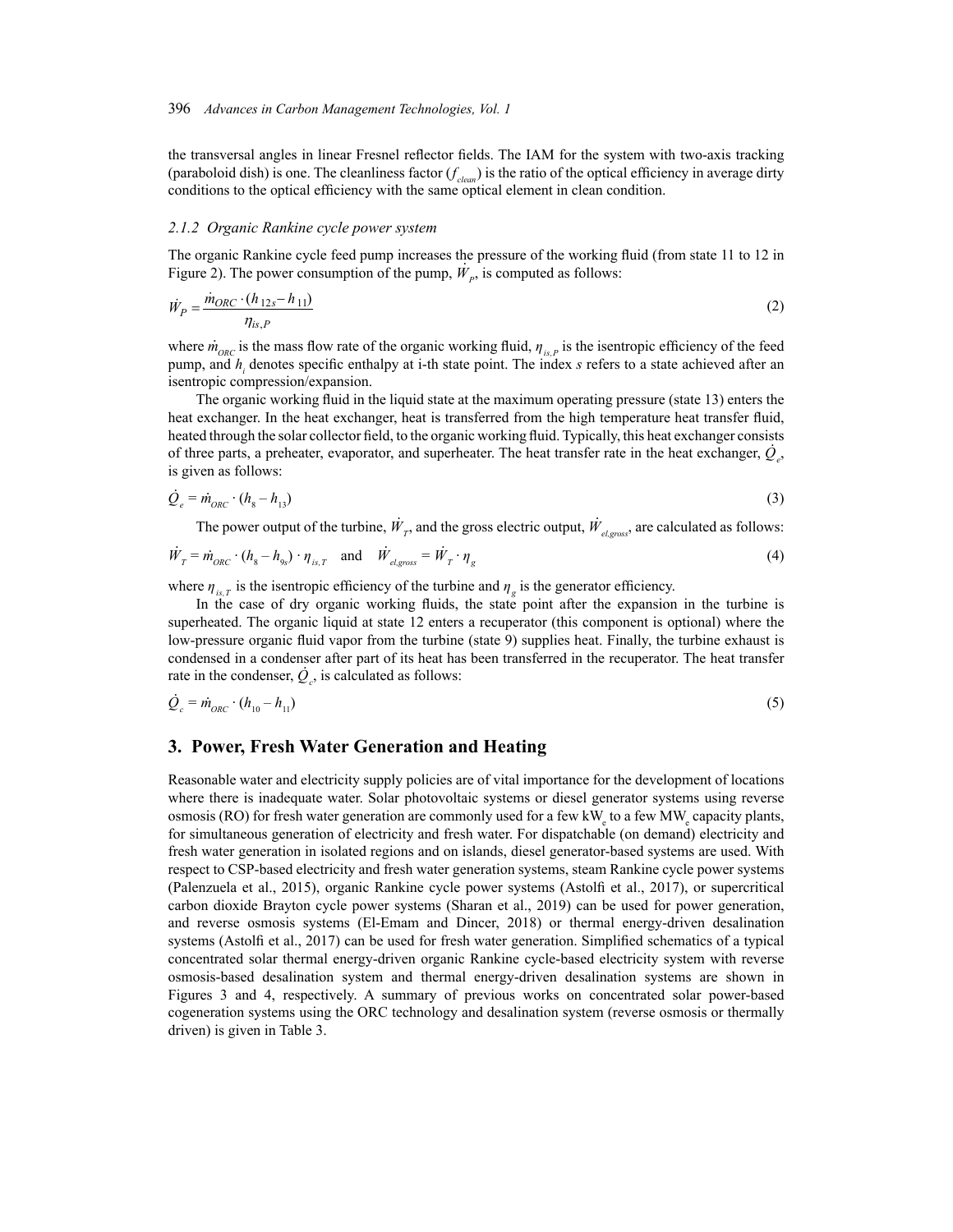the transversal angles in linear Fresnel reflector fields. The IAM for the system with two-axis tracking (paraboloid dish) is one. The cleanliness factor ($f_{clean}$) is the ratio of the optical efficiency in average dirty conditions to the optical efficiency with the same optical element in clean condition.

### *2.1.2 Organic Rankine cycle power system*

The organic Rankine cycle feed pump increases the pressure of the working fluid (from state 11 to 12 in Figure 2). The power consumption of the pump, $\dot{W}_P$, is computed as follows:

$$\dot{W}_P = \frac{\dot{m}_{ORC} \cdot (h_{12s} - h_{11})}{\eta_{is,P}} \tag{2}$$

where $\dot{m}_{ORC}$ is the mass flow rate of the organic working fluid, $\eta_{is,P}$ is the isentropic efficiency of the feed pump, and $h_i$ denotes specific enthalpy at i-th state point. The index *s* refers to a state achieved after an isentropic compression/expansion.

The organic working fluid in the liquid state at the maximum operating pressure (state 13) enters the heat exchanger. In the heat exchanger, heat is transferred from the high temperature heat transfer fluid, heated through the solar collector field, to the organic working fluid. Typically, this heat exchanger consists of three parts, a preheater, evaporator, and superheater. The heat transfer rate in the heat exchanger, $\dot{Q}_e$, is given as follows:

$$\dot{Q}_e = \dot{m}_{ORC} \cdot (h_8 - h_{13}) \tag{3}$$

The power output of the turbine, $\dot{W}_T$, and the gross electric output, $\dot{W}_{el,gross}$, are calculated as follows:

$$\dot{W}_T = \dot{m}_{ORC} \cdot (h_8 - h_{9s}) \cdot \eta_{is,T} \quad \text{and} \quad \dot{W}_{el,gross} = \dot{W}_T \cdot \eta_g \tag{4}$$

where $\eta_{is,T}$ is the isentropic efficiency of the turbine and $\eta_g$ is the generator efficiency.

In the case of dry organic working fluids, the state point after the expansion in the turbine is superheated. The organic liquid at state 12 enters a recuperator (this component is optional) where the low-pressure organic fluid vapor from the turbine (state 9) supplies heat. Finally, the turbine exhaust is condensed in a condenser after part of its heat has been transferred in the recuperator. The heat transfer rate in the condenser, $\dot{Q}_c$, is calculated as follows:

$$\dot{Q}_c = \dot{m}_{ORC} \cdot (h_{10} - h_{11}) \tag{5}$$

## 3. Power, Fresh Water Generation and Heating

Reasonable water and electricity supply policies are of vital importance for the development of locations where there is inadequate water. Solar photovoltaic systems or diesel generator systems using reverse osmosis (RO) for fresh water generation are commonly used for a few $kW_e$ to a few $MW_e$ capacity plants, for simultaneous generation of electricity and fresh water. For dispatchable (on demand) electricity and fresh water generation in isolated regions and on islands, diesel generator-based systems are used. With respect to CSP-based electricity and fresh water generation systems, steam Rankine cycle power systems (Palenzuela et al., 2015), organic Rankine cycle power systems (Astolfi et al., 2017), or supercritical carbon dioxide Brayton cycle power systems (Sharan et al., 2019) can be used for power generation, and reverse osmosis systems (El-Emam and Dincer, 2018) or thermal energy-driven desalination systems (Astolfi et al., 2017) can be used for fresh water generation. Simplified schematics of a typical concentrated solar thermal energy-driven organic Rankine cycle-based electricity system with reverse osmosis-based desalination system and thermal energy-driven desalination systems are shown in Figures 3 and 4, respectively. A summary of previous works on concentrated solar power-based cogeneration systems using the ORC technology and desalination system (reverse osmosis or thermally driven) is given in Table 3.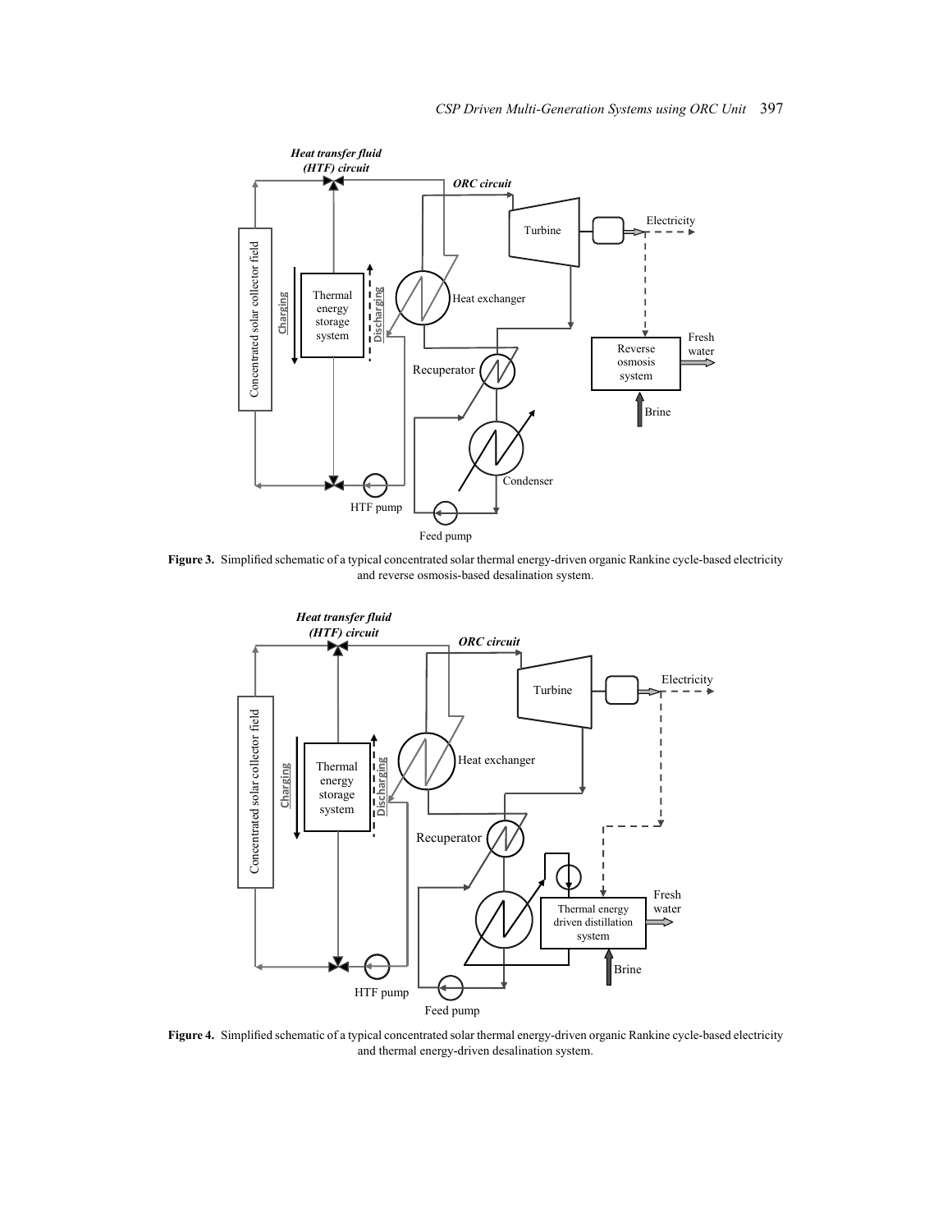Heat transfer fluid (HTF) circuit

ORC circuit

Turbine

Electricity

Concentrated solar collector field

Charging

Thermal energy storage system

Discharging

Heat exchanger

Reverse osmosis system

Fresh water

Recuperator

Brine

Condenser

HTF pump

Feed pump

**Figure 3.** Simplified schematic of a typical concentrated solar thermal energy-driven organic Rankine cycle-based electricity and reverse osmosis-based desalination system.

Heat transfer fluid (HTF) circuit

ORC circuit

Turbine

Electricity

Concentrated solar collector field

Charging

Thermal energy storage system

Discharging

Heat exchanger

Recuperator

Thermal energy driven distillation system

Fresh water

Brine

HTF pump

Feed pump

**Figure 4.** Simplified schematic of a typical concentrated solar thermal energy-driven organic Rankine cycle-based electricity and thermal energy-driven desalination system.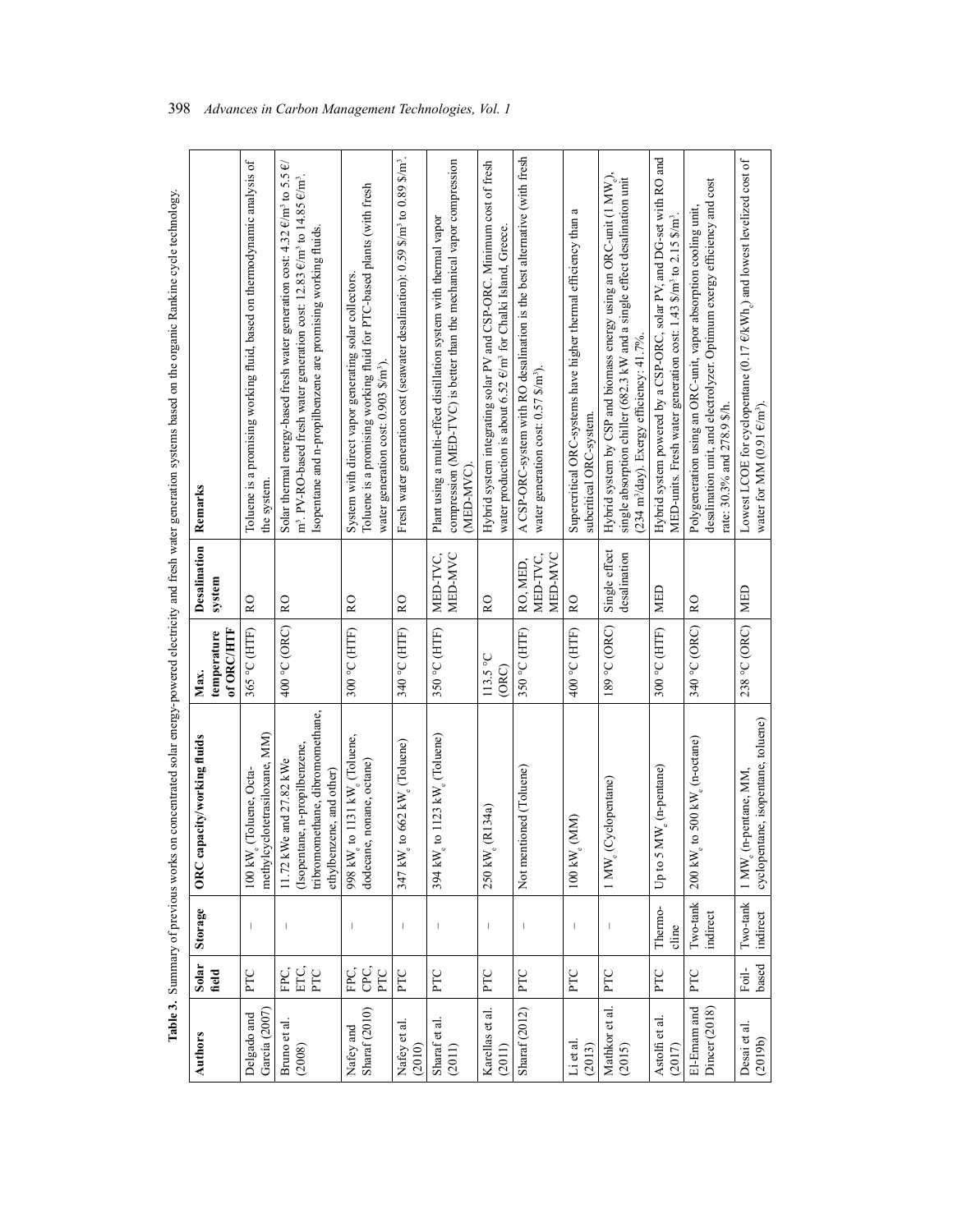**Table 3.** Summary of previous works on concentrated solar energy-powered electricity and fresh water generation systems based on the organic Rankine cycle technology.

| Authors | Solar field | Storage | ORC capacity/working fluids | Max. temperature of ORC/HTF | Desalination system | Remarks |
|---|---|---|---|---|---|---|
| Delgado and García (2007) | PTC | – | 100 $kW_e$ (Toluene, Octa-methylcyclotetrasiloxane, MM) | 365 °C (HTF) | RO | Toluene is a promising working fluid, based on thermodynamic analysis of the system. |
| Bruno et al. (2008) | FPC, ETC, PTC | – | 11.72 kWe and 27.82 kWe (Isopentane, n-propilbenzene, tribromomethane, dibromomethane, ethylbenzene, and other) | 400 °C (ORC) | RO | Solar thermal energy-based fresh water generation cost: 4.32 €/m³ to 5.5 €/m³. PV-RO-based fresh water generation cost: 12.83 €/m³ to 14.85 €/m³. Isopentane and n-propilbenzene are promising working fluids. |
| Nafey and Sharaf (2010) | FPC, CPC, PTC | – | 998 $kW_e$ to 1131 $kW_e$ (Toluene, dodecane, nonane, octane) | 300 °C (HTF) | RO | System with direct vapor generating solar collectors. Toluene is a promising working fluid for PTC-based plants (with fresh water generation cost: 0.903 \$/m³). |
| Nafey et al. (2010) | PTC | – | 347 $kW_e$ to 662 $kW_e$ (Toluene) | 340 °C (HTF) | RO | Fresh water generation cost (seawater desalination): 0.59 \$/m³ to 0.89 \$/m³. |
| Sharaf et al. (2011) | PTC | – | 394 $kW_e$ to 1123 $kW_e$ (Toluene) | 350 °C (HTF) | MED-TVC, MED-MVC | Plant using a multi-effect distillation system with thermal vapor compression (MED-TVC) is better than the mechanical vapor compression (MED-MVC). |
| Karellas et al. (2011) | PTC | – | 250 $kW_e$ (R134a) | 113.5 °C (ORC) | RO | Hybrid system integrating solar PV and CSP-ORC. Minimum cost of fresh water production is about 6.52 €/m³ for Chalki Island, Greece. |
| Sharaf (2012) | PTC | – | Not mentioned (Toluene) | 350 °C (HTF) | RO, MED, MED-TVC, MED-MVC | A CSP-ORC-system with RO desalination is the best alternative (with fresh water generation cost: 0.57 \$/m³). |
| Li et al. (2013) | PTC | – | 100 $kW_e$ (MM) | 400 °C (HTF) | RO | Supercritical ORC-systems have higher thermal efficiency than a subcritical ORC-system. |
| Mathkor et al. (2015) | PTC | – | 1 $MW_e$ (Cyclopentane) | 189 °C (ORC) | Single effect desalination | Hybrid system by CSP and biomass energy using an ORC-unit (1 $MW_e$), single absorption chiller (682.3 kW and a single effect desalination unit (234 m³/day). Exergy efficiency: 41.7%. |
| Astolfi et al. (2017) | PTC | Thermo-cline | Up to 5 $MW_e$ (n-pentane) | 300 °C (HTF) | MED | Hybrid system powered by a CSP-ORC, solar PV, and DG-set with RO and MED-units. Fresh water generation cost: 1.43 \$/m³ to 2.15 \$/m³. |
| El-Emam and Dincer (2018) | PTC | Two-tank indirect | 200 $kW_e$ to 500 $kW_e$ (n-octane) | 340 °C (ORC) | RO | Polygeneration using an ORC-unit, vapor absorption cooling unit, desalination unit, and electrolyzer. Optimum exergy efficiency and cost rate: 30.3% and 278.9 \$/h. |
| Desai et al. (2019b) | Foil-based | Two-tank indirect | 1 $MW_e$ (n-pentane, MM, cyclopentane, isopentane, toluene) | 238 °C (ORC) | MED | Lowest LCOE for cyclopentane (0.17 €/$kWh_e$) and lowest levelized cost of water for MM (0.91 €/m³). |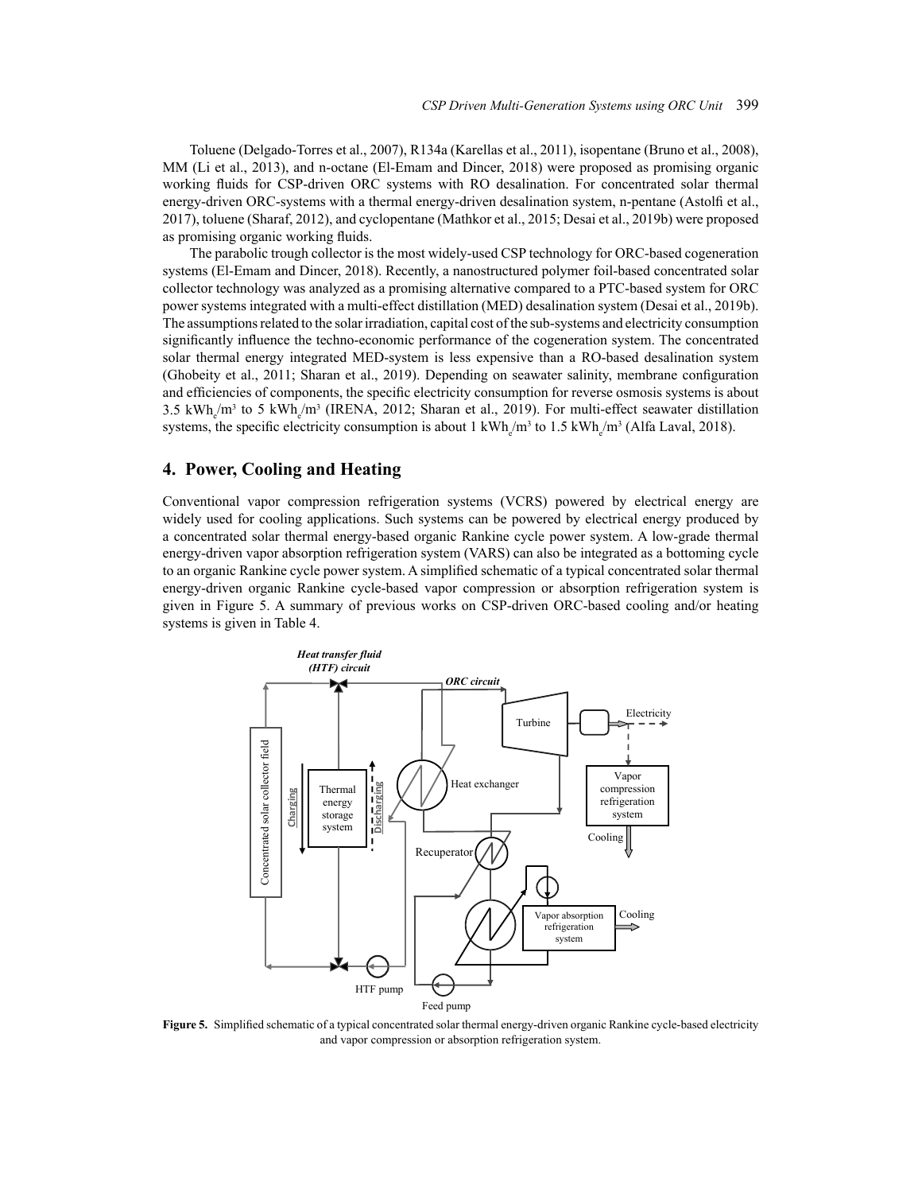Toluene (Delgado-Torres et al., 2007), R134a (Karellas et al., 2011), isopentane (Bruno et al., 2008), MM (Li et al., 2013), and n-octane (El-Emam and Dincer, 2018) were proposed as promising organic working fluids for CSP-driven ORC systems with RO desalination. For concentrated solar thermal energy-driven ORC-systems with a thermal energy-driven desalination system, n-pentane (Astolfi et al., 2017), toluene (Sharaf, 2012), and cyclopentane (Mathkor et al., 2015; Desai et al., 2019b) were proposed as promising organic working fluids.

The parabolic trough collector is the most widely-used CSP technology for ORC-based cogeneration systems (El-Emam and Dincer, 2018). Recently, a nanostructured polymer foil-based concentrated solar collector technology was analyzed as a promising alternative compared to a PTC-based system for ORC power systems integrated with a multi-effect distillation (MED) desalination system (Desai et al., 2019b). The assumptions related to the solar irradiation, capital cost of the sub-systems and electricity consumption significantly influence the techno-economic performance of the cogeneration system. The concentrated solar thermal energy integrated MED-system is less expensive than a RO-based desalination system (Ghobeity et al., 2011; Sharan et al., 2019). Depending on seawater salinity, membrane configuration and efficiencies of components, the specific electricity consumption for reverse osmosis systems is about 3.5 $kWh_e/m^3$ to 5 $kWh_e/m^3$ (IRENA, 2012; Sharan et al., 2019). For multi-effect seawater distillation systems, the specific electricity consumption is about 1 $kWh_e/m^3$ to 1.5 $kWh_e/m^3$ (Alfa Laval, 2018).

## 4. Power, Cooling and Heating

Conventional vapor compression refrigeration systems (VCRS) powered by electrical energy are widely used for cooling applications. Such systems can be powered by electrical energy produced by a concentrated solar thermal energy-based organic Rankine cycle power system. A low-grade thermal energy-driven vapor absorption refrigeration system (VARS) can also be integrated as a bottoming cycle to an organic Rankine cycle power system. A simplified schematic of a typical concentrated solar thermal energy-driven organic Rankine cycle-based vapor compression or absorption refrigeration system is given in Figure 5. A summary of previous works on CSP-driven ORC-based cooling and/or heating systems is given in Table 4.

Heat transfer fluid (HTF) circuit

ORC circuit

Turbine

Electricity

Concentrated solar collector field

Charging

Thermal energy storage system

Discharging

Heat exchanger

Vapor compression refrigeration system

Cooling

Recuperator

Vapor absorption refrigeration system

Cooling

HTF pump

Feed pump

**Figure 5.** Simplified schematic of a typical concentrated solar thermal energy-driven organic Rankine cycle-based electricity and vapor compression or absorption refrigeration system.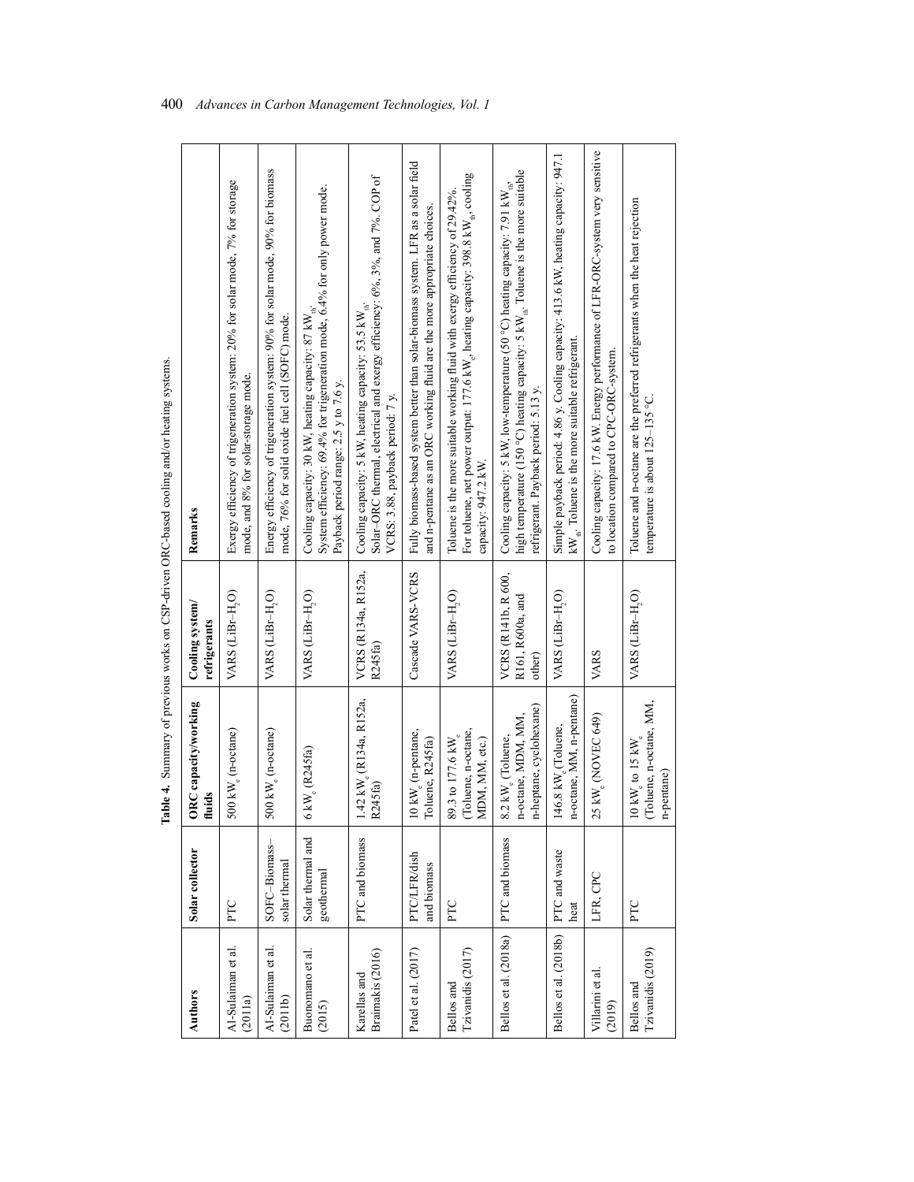**Table 4.** Summary of previous works on CSP-driven ORC-based cooling and/or heating systems.

| Authors | Solar collector | ORC capacity/working fluids | Cooling system/ refrigerants | Remarks |
|---|---|---|---|---|
| Al-Sulaiman et al. (2011a) | PTC | 500 $kW_e$ (n-octane) | VARS (LiBr–$H_2O$) | Exergy efficiency of trigeneration system: 20% for solar mode, 7% for storage mode, and 8% for solar-storage mode. |
| Al-Sulaiman et al. (2011b) | SOFC–Biomass–solar thermal | 500 $kW_e$ (n-octane) | VARS (LiBr–$H_2O$) | Energy efficiency of trigeneration system: 90% for solar mode, 90% for biomass mode, 76% for solid oxide fuel cell (SOFC) mode. |
| Buonomano et al. (2015) | Solar thermal and geothermal | 6 $kW_e$ (R245fa) | VARS (LiBr–$H_2O$) | Cooling capacity: 30 kW, heating capacity: 87 $kW_{th}$. System efficiency: 69.4% for trigeneration mode, 6.4% for only power mode. Payback period range: 2.5 y to 7.6 y. |
| Karellas and Braimakis (2016) | PTC and biomass | 1.42 $kW_e$ (R134a, R152a, R245fa) | VCRS (R134a, R152a, R245fa) | Cooling capacity: 5 kW, heating capacity: 53.5 $kW_{th}$. Solar–ORC thermal, electrical and exergy efficiency: 6%, 3%, and 7%. COP of VCRS: 3.88, payback period: 7 y. |
| Patel et al. (2017) | PTC/LFR/dish and biomass | 10 $kW_e$ (n-pentane, Toluene, R245fa) | Cascade VARS-VCRS | Fully biomass-based system better than solar-biomass system. LFR as a solar field and n-pentane as an ORC working fluid are the more appropriate choices. |
| Bellos and Tzivanidis (2017) | PTC | 89.3 to 177.6 $kW_e$ (Toluene, n-octane, MDM, MM, etc.) | VARS (LiBr–$H_2O$) | Toluene is the more suitable working fluid with exergy efficiency of 29.42%. For toluene, net power output: 177.6 $kW_e$ heating capacity: 398.8 $kW_{th}$, cooling capacity: 947.2 kW. |
| Bellos et al. (2018a) | PTC and biomass | 8.2 $kW_e$ (Toluene, n-octane, MDM, MM, n-heptane, cyclohexane) | VCRS (R141b, R 600, R161, R600a, and other) | Cooling capacity: 5 kW, low-temperature (50 °C) heating capacity: 7.91 $kW_{th}$, high temperature (150 °C) heating capacity: 5 $kW_{th}$. Toluene is the more suitable refrigerant. Payback period: 5.13 y. |
| Bellos et al. (2018b) | PTC and waste heat | 146.8 $kW_e$ (Toluene, n-octane, MM, n-pentane) | VARS (LiBr–$H_2O$) | Simple payback period: 4.86 y. Cooling capacity: 413.6 kW, heating capacity: 947.1 $kW_{th}$. Toluene is the more suitable refrigerant. |
| Villarini et al. (2019) | LFR, CPC | 25 $kW_e$ (NOVEC 649) | VARS | Cooling capacity: 17.6 kW. Energy performance of LFR-ORC-system very sensitive to location compared to CPC-ORC-system. |
| Bellos and Tzivanidis (2019) | PTC | 10 $kW_e$ to 15 $kW_e$ (Toluene, n-octane, MM, n-pentane) | VARS (LiBr–$H_2O$) | Toluene and n-octane are the preferred refrigerants when the heat rejection temperature is about 125–135 °C. |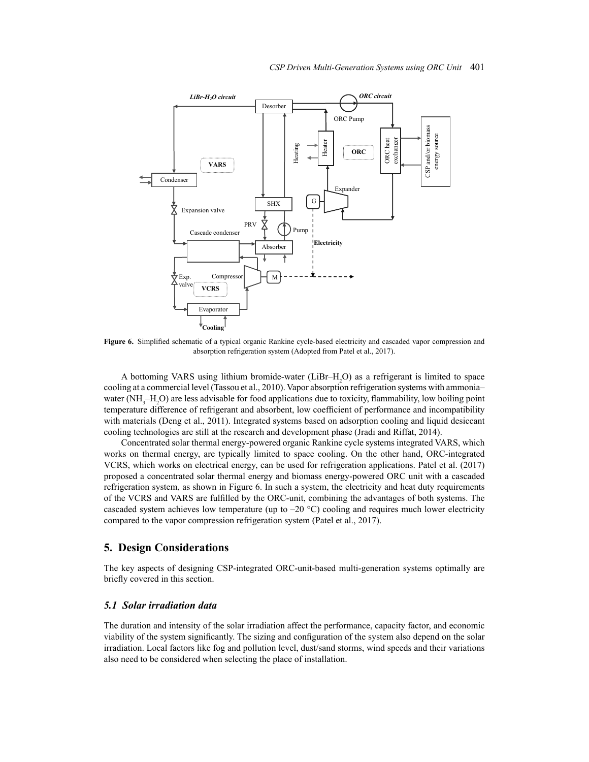LiBr-$H_2O$ circuit

ORC circuit

Desorber

ORC Pump

Heating

Heater

ORC

ORC heat exchanger

CSP and/or biomass energy source

VARS

Condenser

Expander

Expansion valve

SHX

G

PRV

Pump

Cascade condenser

Absorber

Electricity

Compressor

M

Exp. valve

VCRS

Evaporator

Cooling

**Figure 6.** Simplified schematic of a typical organic Rankine cycle-based electricity and cascaded vapor compression and absorption refrigeration system (Adopted from Patel et al., 2017).

A bottoming VARS using lithium bromide-water (LiBr–$H_2O$) as a refrigerant is limited to space cooling at a commercial level (Tassou et al., 2010). Vapor absorption refrigeration systems with ammonia–water ($NH_3$–$H_2O$) are less advisable for food applications due to toxicity, flammability, low boiling point temperature difference of refrigerant and absorbent, low coefficient of performance and incompatibility with materials (Deng et al., 2011). Integrated systems based on adsorption cooling and liquid desiccant cooling technologies are still at the research and development phase (Jradi and Riffat, 2014).

Concentrated solar thermal energy-powered organic Rankine cycle systems integrated VARS, which works on thermal energy, are typically limited to space cooling. On the other hand, ORC-integrated VCRS, which works on electrical energy, can be used for refrigeration applications. Patel et al. (2017) proposed a concentrated solar thermal energy and biomass energy-powered ORC unit with a cascaded refrigeration system, as shown in Figure 6. In such a system, the electricity and heat duty requirements of the VCRS and VARS are fulfilled by the ORC-unit, combining the advantages of both systems. The cascaded system achieves low temperature (up to –20 °C) cooling and requires much lower electricity compared to the vapor compression refrigeration system (Patel et al., 2017).

## 5. Design Considerations

The key aspects of designing CSP-integrated ORC-unit-based multi-generation systems optimally are briefly covered in this section.

### *5.1 Solar irradiation data*

The duration and intensity of the solar irradiation affect the performance, capacity factor, and economic viability of the system significantly. The sizing and configuration of the system also depend on the solar irradiation. Local factors like fog and pollution level, dust/sand storms, wind speeds and their variations also need to be considered when selecting the place of installation.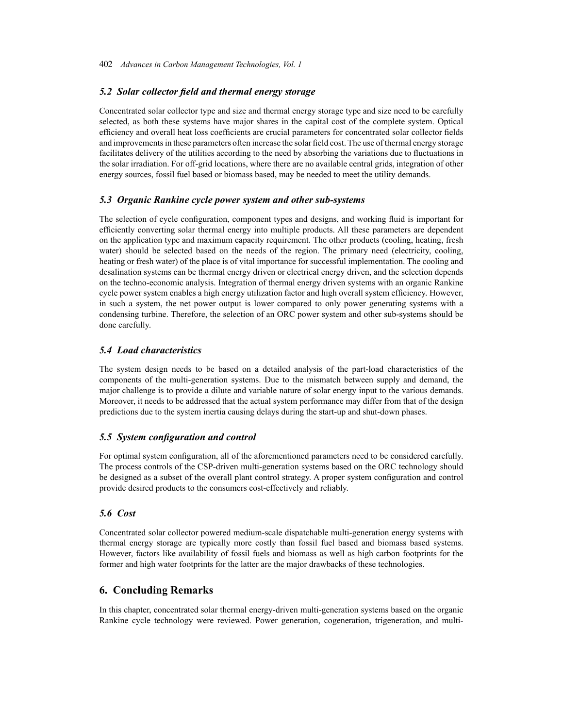### *5.2 Solar collector field and thermal energy storage*

Concentrated solar collector type and size and thermal energy storage type and size need to be carefully selected, as both these systems have major shares in the capital cost of the complete system. Optical efficiency and overall heat loss coefficients are crucial parameters for concentrated solar collector fields and improvements in these parameters often increase the solar field cost. The use of thermal energy storage facilitates delivery of the utilities according to the need by absorbing the variations due to fluctuations in the solar irradiation. For off-grid locations, where there are no available central grids, integration of other energy sources, fossil fuel based or biomass based, may be needed to meet the utility demands.

### *5.3 Organic Rankine cycle power system and other sub-systems*

The selection of cycle configuration, component types and designs, and working fluid is important for efficiently converting solar thermal energy into multiple products. All these parameters are dependent on the application type and maximum capacity requirement. The other products (cooling, heating, fresh water) should be selected based on the needs of the region. The primary need (electricity, cooling, heating or fresh water) of the place is of vital importance for successful implementation. The cooling and desalination systems can be thermal energy driven or electrical energy driven, and the selection depends on the techno-economic analysis. Integration of thermal energy driven systems with an organic Rankine cycle power system enables a high energy utilization factor and high overall system efficiency. However, in such a system, the net power output is lower compared to only power generating systems with a condensing turbine. Therefore, the selection of an ORC power system and other sub-systems should be done carefully.

### *5.4 Load characteristics*

The system design needs to be based on a detailed analysis of the part-load characteristics of the components of the multi-generation systems. Due to the mismatch between supply and demand, the major challenge is to provide a dilute and variable nature of solar energy input to the various demands. Moreover, it needs to be addressed that the actual system performance may differ from that of the design predictions due to the system inertia causing delays during the start-up and shut-down phases.

### *5.5 System configuration and control*

For optimal system configuration, all of the aforementioned parameters need to be considered carefully. The process controls of the CSP-driven multi-generation systems based on the ORC technology should be designed as a subset of the overall plant control strategy. A proper system configuration and control provide desired products to the consumers cost-effectively and reliably.

### *5.6 Cost*

Concentrated solar collector powered medium-scale dispatchable multi-generation energy systems with thermal energy storage are typically more costly than fossil fuel based and biomass based systems. However, factors like availability of fossil fuels and biomass as well as high carbon footprints for the former and high water footprints for the latter are the major drawbacks of these technologies.

## 6. Concluding Remarks

In this chapter, concentrated solar thermal energy-driven multi-generation systems based on the organic Rankine cycle technology were reviewed. Power generation, cogeneration, trigeneration, and multi-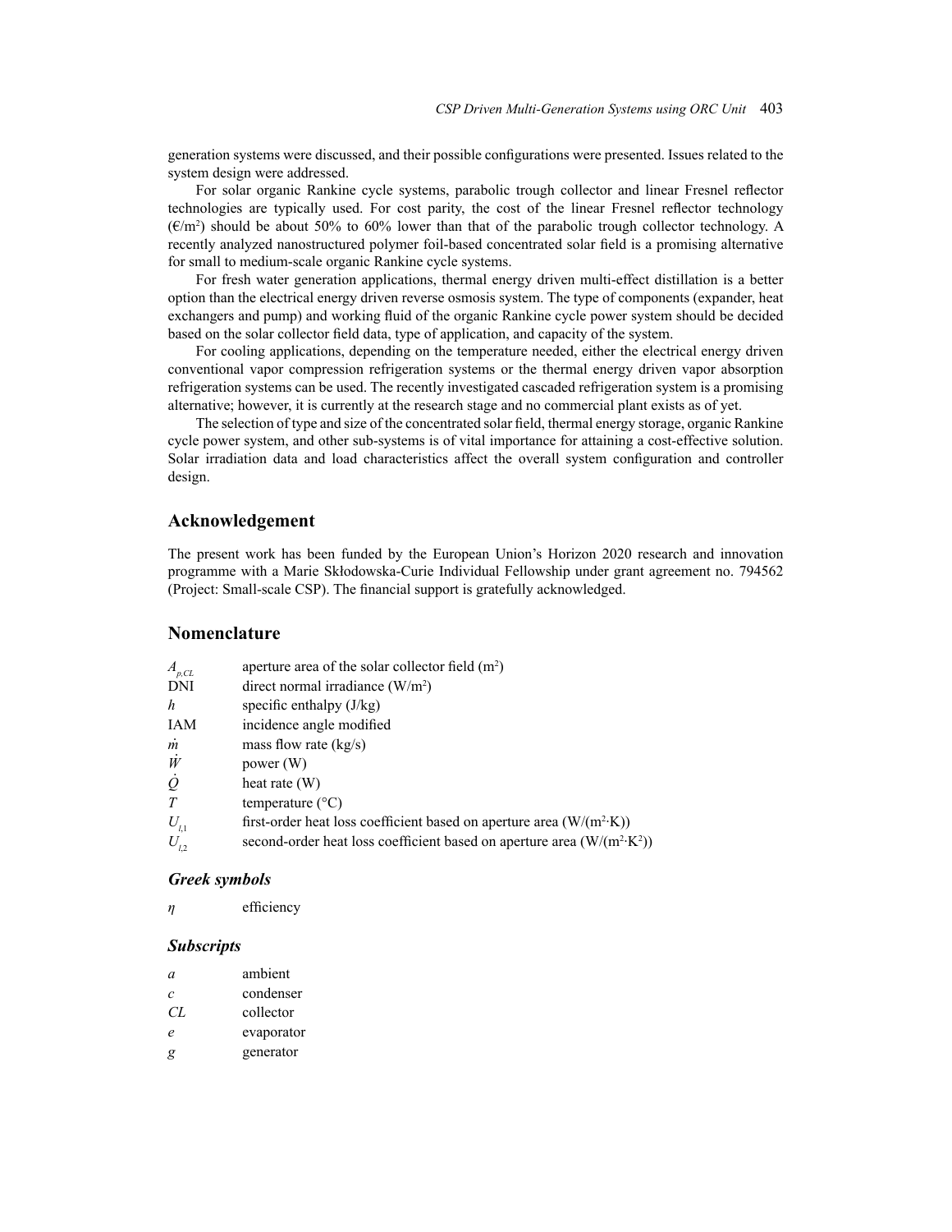generation systems were discussed, and their possible configurations were presented. Issues related to the system design were addressed.

For solar organic Rankine cycle systems, parabolic trough collector and linear Fresnel reflector technologies are typically used. For cost parity, the cost of the linear Fresnel reflector technology (€/m$^2$) should be about 50% to 60% lower than that of the parabolic trough collector technology. A recently analyzed nanostructured polymer foil-based concentrated solar field is a promising alternative for small to medium-scale organic Rankine cycle systems.

For fresh water generation applications, thermal energy driven multi-effect distillation is a better option than the electrical energy driven reverse osmosis system. The type of components (expander, heat exchangers and pump) and working fluid of the organic Rankine cycle power system should be decided based on the solar collector field data, type of application, and capacity of the system.

For cooling applications, depending on the temperature needed, either the electrical energy driven conventional vapor compression refrigeration systems or the thermal energy driven vapor absorption refrigeration systems can be used. The recently investigated cascaded refrigeration system is a promising alternative; however, it is currently at the research stage and no commercial plant exists as of yet.

The selection of type and size of the concentrated solar field, thermal energy storage, organic Rankine cycle power system, and other sub-systems is of vital importance for attaining a cost-effective solution. Solar irradiation data and load characteristics affect the overall system configuration and controller design.

## Acknowledgement

The present work has been funded by the European Union's Horizon 2020 research and innovation programme with a Marie Skłodowska-Curie Individual Fellowship under grant agreement no. 794562 (Project: Small-scale CSP). The financial support is gratefully acknowledged.

## Nomenclature

| | |
|---|---|
| $A_{p,CL}$ | aperture area of the solar collector field (m$^2$) |
| DNI | direct normal irradiance (W/m$^2$) |
| $h$ | specific enthalpy (J/kg) |
| IAM | incidence angle modified |
| $\dot{m}$ | mass flow rate (kg/s) |
| $\dot{W}$ | power (W) |
| $\dot{Q}$ | heat rate (W) |
| $T$ | temperature (°C) |
| $U_{l,1}$ | first-order heat loss coefficient based on aperture area (W/(m$^2$·K)) |
| $U_{l,2}$ | second-order heat loss coefficient based on aperture area (W/(m$^2$·K$^2$)) |

### *Greek symbols*

| | |
|---|---|
| $\eta$ | efficiency |

### *Subscripts*

| | |
|---|---|
| $a$ | ambient |
| $c$ | condenser |
| $CL$ | collector |
| $e$ | evaporator |
| $g$ | generator |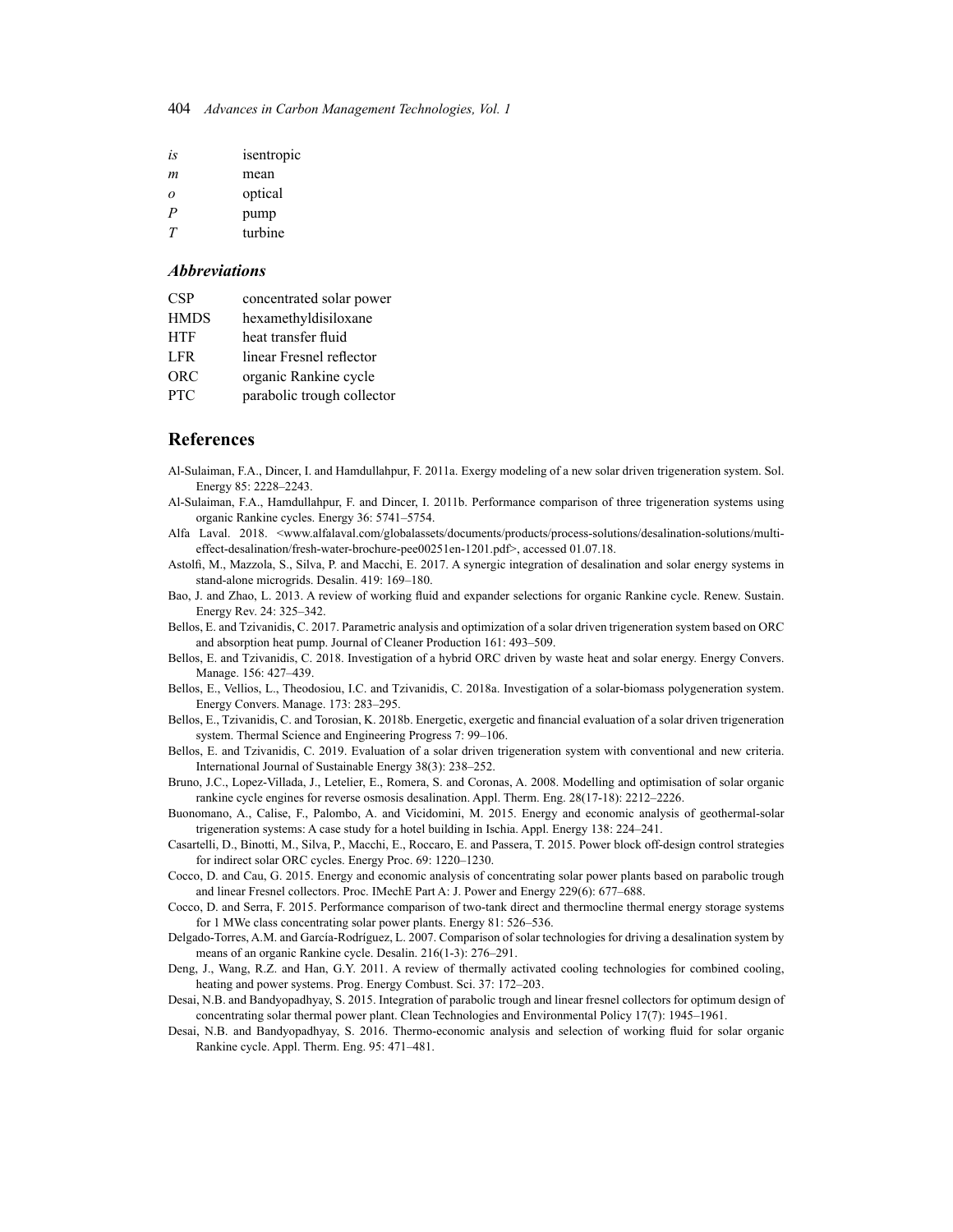| | |
|---|---|
| *is* | isentropic |
| *m* | mean |
| *o* | optical |
| *P* | pump |
| *T* | turbine |

### *Abbreviations*

| | |
|---|---|
| CSP | concentrated solar power |
| HMDS | hexamethyldisiloxane |
| HTF | heat transfer fluid |
| LFR | linear Fresnel reflector |
| ORC | organic Rankine cycle |
| PTC | parabolic trough collector |

## References

Al-Sulaiman, F.A., Dincer, I. and Hamdullahpur, F. 2011a. Exergy modeling of a new solar driven trigeneration system. Sol. Energy 85: 2228–2243.

Al-Sulaiman, F.A., Hamdullahpur, F. and Dincer, I. 2011b. Performance comparison of three trigeneration systems using organic Rankine cycles. Energy 36: 5741–5754.

Alfa Laval. 2018. <www.alfalaval.com/globalassets/documents/products/process-solutions/desalination-solutions/multi-effect-desalination/fresh-water-brochure-pee00251en-1201.pdf>, accessed 01.07.18.

Astolfi, M., Mazzola, S., Silva, P. and Macchi, E. 2017. A synergic integration of desalination and solar energy systems in stand-alone microgrids. Desalin. 419: 169–180.

Bao, J. and Zhao, L. 2013. A review of working fluid and expander selections for organic Rankine cycle. Renew. Sustain. Energy Rev. 24: 325–342.

Bellos, E. and Tzivanidis, C. 2017. Parametric analysis and optimization of a solar driven trigeneration system based on ORC and absorption heat pump. Journal of Cleaner Production 161: 493–509.

Bellos, E. and Tzivanidis, C. 2018. Investigation of a hybrid ORC driven by waste heat and solar energy. Energy Convers. Manage. 156: 427–439.

Bellos, E., Vellios, L., Theodosiou, I.C. and Tzivanidis, C. 2018a. Investigation of a solar-biomass polygeneration system. Energy Convers. Manage. 173: 283–295.

Bellos, E., Tzivanidis, C. and Torosian, K. 2018b. Energetic, exergetic and financial evaluation of a solar driven trigeneration system. Thermal Science and Engineering Progress 7: 99–106.

Bellos, E. and Tzivanidis, C. 2019. Evaluation of a solar driven trigeneration system with conventional and new criteria. International Journal of Sustainable Energy 38(3): 238–252.

Bruno, J.C., Lopez-Villada, J., Letelier, E., Romera, S. and Coronas, A. 2008. Modelling and optimisation of solar organic rankine cycle engines for reverse osmosis desalination. Appl. Therm. Eng. 28(17-18): 2212–2226.

Buonomano, A., Calise, F., Palombo, A. and Vicidomini, M. 2015. Energy and economic analysis of geothermal-solar trigeneration systems: A case study for a hotel building in Ischia. Appl. Energy 138: 224–241.

Casartelli, D., Binotti, M., Silva, P., Macchi, E., Roccaro, E. and Passera, T. 2015. Power block off-design control strategies for indirect solar ORC cycles. Energy Proc. 69: 1220–1230.

Cocco, D. and Cau, G. 2015. Energy and economic analysis of concentrating solar power plants based on parabolic trough and linear Fresnel collectors. Proc. IMechE Part A: J. Power and Energy 229(6): 677–688.

Cocco, D. and Serra, F. 2015. Performance comparison of two-tank direct and thermocline thermal energy storage systems for 1 MWe class concentrating solar power plants. Energy 81: 526–536.

Delgado-Torres, A.M. and García-Rodríguez, L. 2007. Comparison of solar technologies for driving a desalination system by means of an organic Rankine cycle. Desalin. 216(1-3): 276–291.

Deng, J., Wang, R.Z. and Han, G.Y. 2011. A review of thermally activated cooling technologies for combined cooling, heating and power systems. Prog. Energy Combust. Sci. 37: 172–203.

Desai, N.B. and Bandyopadhyay, S. 2015. Integration of parabolic trough and linear fresnel collectors for optimum design of concentrating solar thermal power plant. Clean Technologies and Environmental Policy 17(7): 1945–1961.

Desai, N.B. and Bandyopadhyay, S. 2016. Thermo-economic analysis and selection of working fluid for solar organic Rankine cycle. Appl. Therm. Eng. 95: 471–481.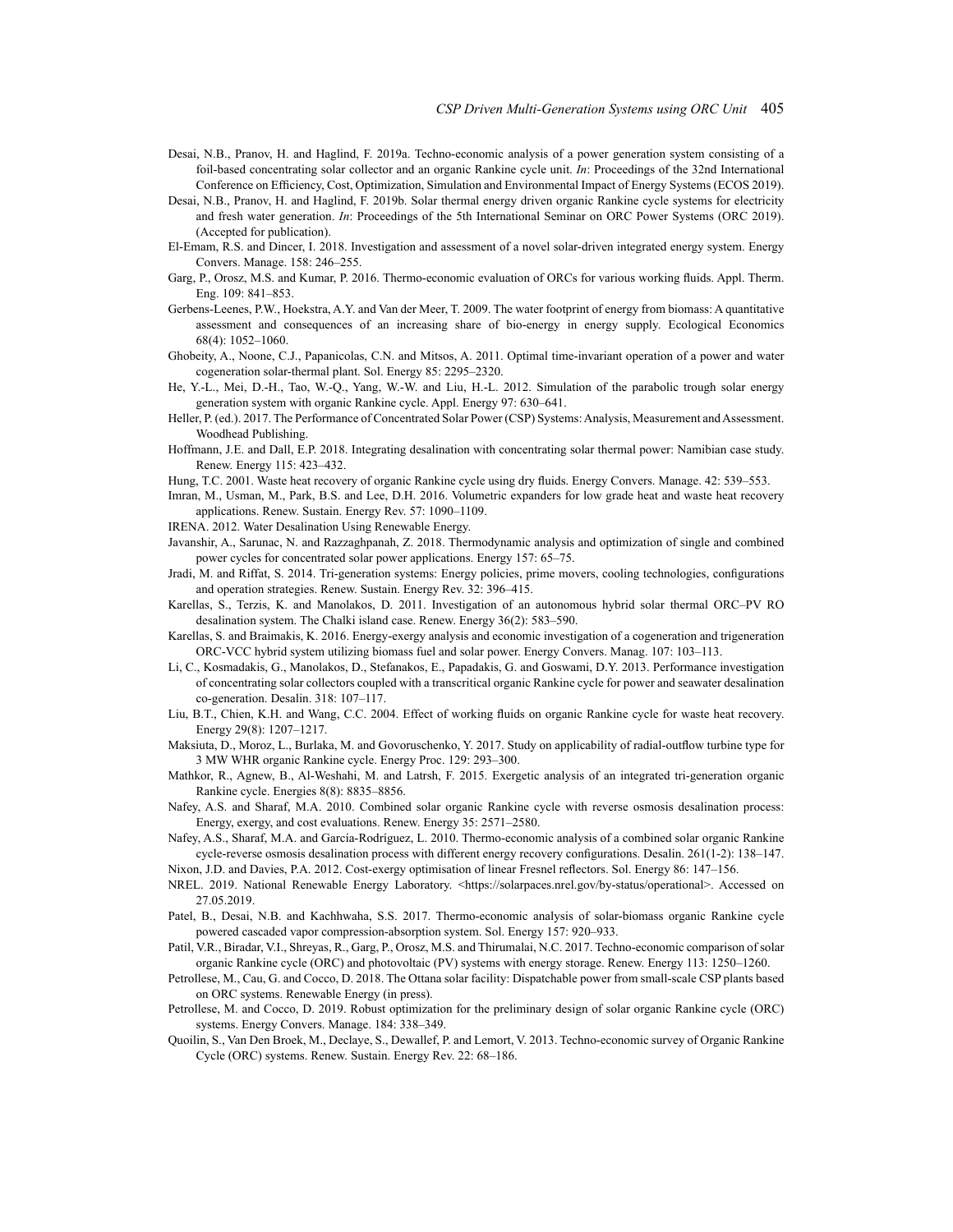Desai, N.B., Pranov, H. and Haglind, F. 2019a. Techno-economic analysis of a power generation system consisting of a foil-based concentrating solar collector and an organic Rankine cycle unit. *In*: Proceedings of the 32nd International Conference on Efficiency, Cost, Optimization, Simulation and Environmental Impact of Energy Systems (ECOS 2019).

Desai, N.B., Pranov, H. and Haglind, F. 2019b. Solar thermal energy driven organic Rankine cycle systems for electricity and fresh water generation. *In*: Proceedings of the 5th International Seminar on ORC Power Systems (ORC 2019). (Accepted for publication).

El-Emam, R.S. and Dincer, I. 2018. Investigation and assessment of a novel solar-driven integrated energy system. Energy Convers. Manage. 158: 246–255.

Garg, P., Orosz, M.S. and Kumar, P. 2016. Thermo-economic evaluation of ORCs for various working fluids. Appl. Therm. Eng. 109: 841–853.

Gerbens-Leenes, P.W., Hoekstra, A.Y. and Van der Meer, T. 2009. The water footprint of energy from biomass: A quantitative assessment and consequences of an increasing share of bio-energy in energy supply. Ecological Economics 68(4): 1052–1060.

Ghobeity, A., Noone, C.J., Papanicolas, C.N. and Mitsos, A. 2011. Optimal time-invariant operation of a power and water cogeneration solar-thermal plant. Sol. Energy 85: 2295–2320.

He, Y.-L., Mei, D.-H., Tao, W.-Q., Yang, W.-W. and Liu, H.-L. 2012. Simulation of the parabolic trough solar energy generation system with organic Rankine cycle. Appl. Energy 97: 630–641.

Heller, P. (ed.). 2017. The Performance of Concentrated Solar Power (CSP) Systems: Analysis, Measurement and Assessment. Woodhead Publishing.

Hoffmann, J.E. and Dall, E.P. 2018. Integrating desalination with concentrating solar thermal power: Namibian case study. Renew. Energy 115: 423–432.

Hung, T.C. 2001. Waste heat recovery of organic Rankine cycle using dry fluids. Energy Convers. Manage. 42: 539–553.

Imran, M., Usman, M., Park, B.S. and Lee, D.H. 2016. Volumetric expanders for low grade heat and waste heat recovery applications. Renew. Sustain. Energy Rev. 57: 1090–1109.

IRENA. 2012. Water Desalination Using Renewable Energy.

Javanshir, A., Sarunac, N. and Razzaghpanah, Z. 2018. Thermodynamic analysis and optimization of single and combined power cycles for concentrated solar power applications. Energy 157: 65–75.

Jradi, M. and Riffat, S. 2014. Tri-generation systems: Energy policies, prime movers, cooling technologies, configurations and operation strategies. Renew. Sustain. Energy Rev. 32: 396–415.

Karellas, S., Terzis, K. and Manolakos, D. 2011. Investigation of an autonomous hybrid solar thermal ORC–PV RO desalination system. The Chalki island case. Renew. Energy 36(2): 583–590.

Karellas, S. and Braimakis, K. 2016. Energy-exergy analysis and economic investigation of a cogeneration and trigeneration ORC-VCC hybrid system utilizing biomass fuel and solar power. Energy Convers. Manag. 107: 103–113.

Li, C., Kosmadakis, G., Manolakos, D., Stefanakos, E., Papadakis, G. and Goswami, D.Y. 2013. Performance investigation of concentrating solar collectors coupled with a transcritical organic Rankine cycle for power and seawater desalination co-generation. Desalin. 318: 107–117.

Liu, B.T., Chien, K.H. and Wang, C.C. 2004. Effect of working fluids on organic Rankine cycle for waste heat recovery. Energy 29(8): 1207–1217.

Maksiuta, D., Moroz, L., Burlaka, M. and Govoruschenko, Y. 2017. Study on applicability of radial-outflow turbine type for 3 MW WHR organic Rankine cycle. Energy Proc. 129: 293–300.

Mathkor, R., Agnew, B., Al-Weshahi, M. and Latrsh, F. 2015. Exergetic analysis of an integrated tri-generation organic Rankine cycle. Energies 8(8): 8835–8856.

Nafey, A.S. and Sharaf, M.A. 2010. Combined solar organic Rankine cycle with reverse osmosis desalination process: Energy, exergy, and cost evaluations. Renew. Energy 35: 2571–2580.

Nafey, A.S., Sharaf, M.A. and García-Rodríguez, L. 2010. Thermo-economic analysis of a combined solar organic Rankine cycle-reverse osmosis desalination process with different energy recovery configurations. Desalin. 261(1-2): 138–147.

Nixon, J.D. and Davies, P.A. 2012. Cost-exergy optimisation of linear Fresnel reflectors. Sol. Energy 86: 147–156.

NREL. 2019. National Renewable Energy Laboratory. <https://solarpaces.nrel.gov/by-status/operational>. Accessed on 27.05.2019.

Patel, B., Desai, N.B. and Kachhwaha, S.S. 2017. Thermo-economic analysis of solar-biomass organic Rankine cycle powered cascaded vapor compression-absorption system. Sol. Energy 157: 920–933.

Patil, V.R., Biradar, V.I., Shreyas, R., Garg, P., Orosz, M.S. and Thirumalai, N.C. 2017. Techno-economic comparison of solar organic Rankine cycle (ORC) and photovoltaic (PV) systems with energy storage. Renew. Energy 113: 1250–1260.

Petrollese, M., Cau, G. and Cocco, D. 2018. The Ottana solar facility: Dispatchable power from small-scale CSP plants based on ORC systems. Renewable Energy (in press).

Petrollese, M. and Cocco, D. 2019. Robust optimization for the preliminary design of solar organic Rankine cycle (ORC) systems. Energy Convers. Manage. 184: 338–349.

Quoilin, S., Van Den Broek, M., Declaye, S., Dewallef, P. and Lemort, V. 2013. Techno-economic survey of Organic Rankine Cycle (ORC) systems. Renew. Sustain. Energy Rev. 22: 68–186.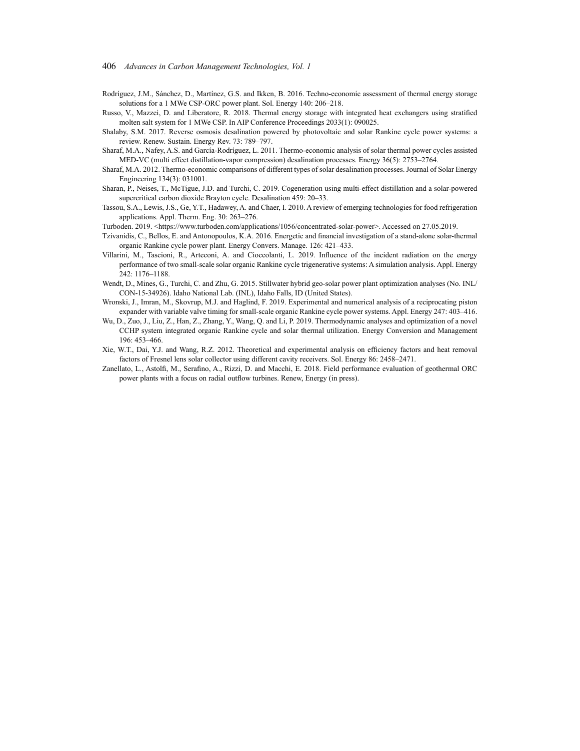Rodríguez, J.M., Sánchez, D., Martínez, G.S. and Ikken, B. 2016. Techno-economic assessment of thermal energy storage solutions for a 1 MWe CSP-ORC power plant. Sol. Energy 140: 206–218.

Russo, V., Mazzei, D. and Liberatore, R. 2018. Thermal energy storage with integrated heat exchangers using stratified molten salt system for 1 MWe CSP. In AIP Conference Proceedings 2033(1): 090025.

Shalaby, S.M. 2017. Reverse osmosis desalination powered by photovoltaic and solar Rankine cycle power systems: a review. Renew. Sustain. Energy Rev. 73: 789–797.

Sharaf, M.A., Nafey, A.S. and García-Rodríguez, L. 2011. Thermo-economic analysis of solar thermal power cycles assisted MED-VC (multi effect distillation-vapor compression) desalination processes. Energy 36(5): 2753–2764.

Sharaf, M.A. 2012. Thermo-economic comparisons of different types of solar desalination processes. Journal of Solar Energy Engineering 134(3): 031001.

Sharan, P., Neises, T., McTigue, J.D. and Turchi, C. 2019. Cogeneration using multi-effect distillation and a solar-powered supercritical carbon dioxide Brayton cycle. Desalination 459: 20–33.

Tassou, S.A., Lewis, J.S., Ge, Y.T., Hadawey, A. and Chaer, I. 2010. A review of emerging technologies for food refrigeration applications. Appl. Therm. Eng. 30: 263–276.

Turboden. 2019. <https://www.turboden.com/applications/1056/concentrated-solar-power>. Accessed on 27.05.2019.

Tzivanidis, C., Bellos, E. and Antonopoulos, K.A. 2016. Energetic and financial investigation of a stand-alone solar-thermal organic Rankine cycle power plant. Energy Convers. Manage. 126: 421–433.

Villarini, M., Tascioni, R., Arteconi, A. and Cioccolanti, L. 2019. Influence of the incident radiation on the energy performance of two small-scale solar organic Rankine cycle trigenerative systems: A simulation analysis. Appl. Energy 242: 1176–1188.

Wendt, D., Mines, G., Turchi, C. and Zhu, G. 2015. Stillwater hybrid geo-solar power plant optimization analyses (No. INL/CON-15-34926). Idaho National Lab. (INL), Idaho Falls, ID (United States).

Wronski, J., Imran, M., Skovrup, M.J. and Haglind, F. 2019. Experimental and numerical analysis of a reciprocating piston expander with variable valve timing for small-scale organic Rankine cycle power systems. Appl. Energy 247: 403–416.

Wu, D., Zuo, J., Liu, Z., Han, Z., Zhang, Y., Wang, Q. and Li, P. 2019. Thermodynamic analyses and optimization of a novel CCHP system integrated organic Rankine cycle and solar thermal utilization. Energy Conversion and Management 196: 453–466.

Xie, W.T., Dai, Y.J. and Wang, R.Z. 2012. Theoretical and experimental analysis on efficiency factors and heat removal factors of Fresnel lens solar collector using different cavity receivers. Sol. Energy 86: 2458–2471.

Zanellato, L., Astolfi, M., Serafino, A., Rizzi, D. and Macchi, E. 2018. Field performance evaluation of geothermal ORC power plants with a focus on radial outflow turbines. Renew, Energy (in press).